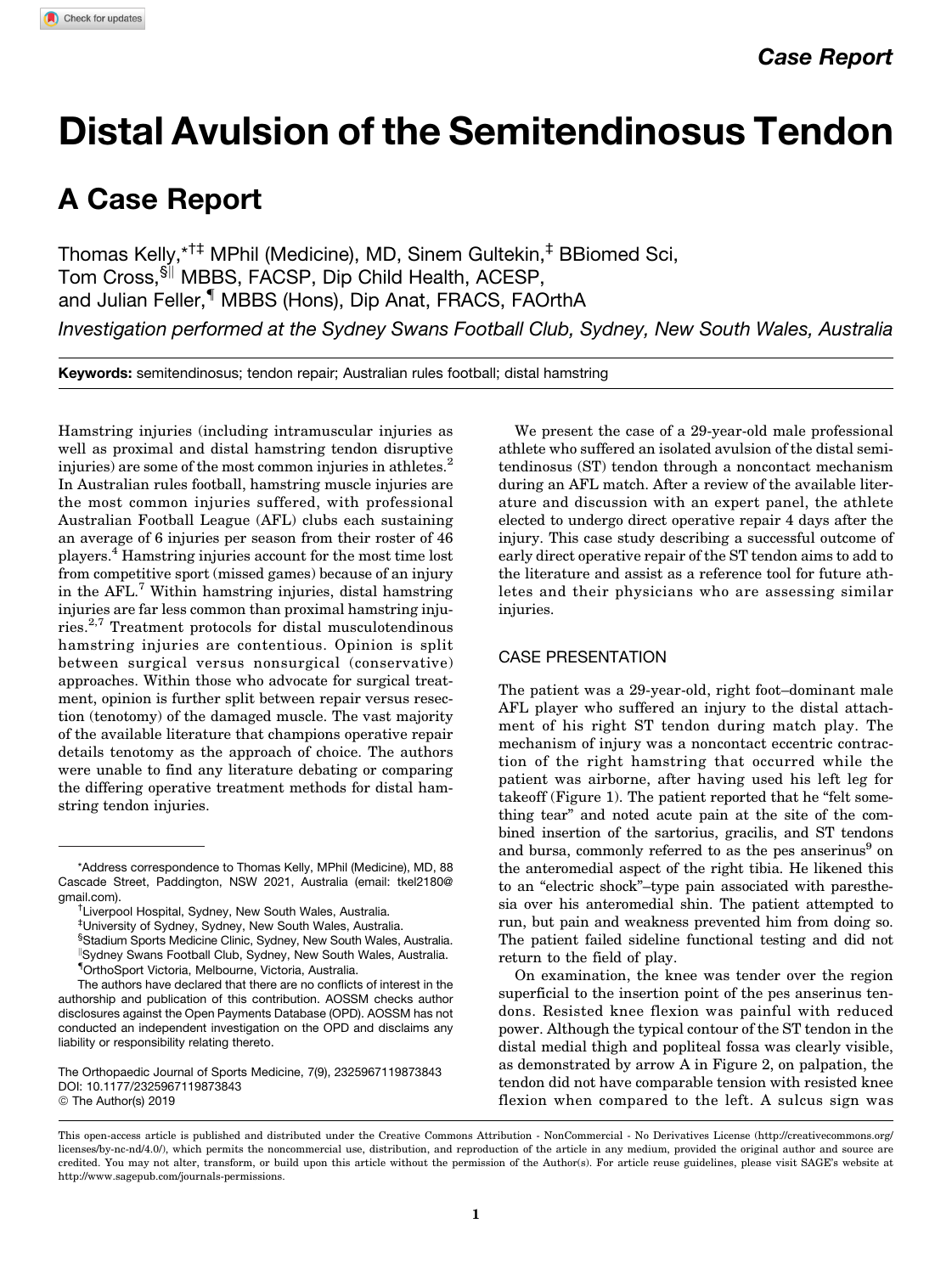Case Report

# Distal Avulsion of the Semitendinosus Tendon

## A Case Report

Thomas Kelly,*[†‡] MPhil (Medicine), MD, Sinem Gultekin,[‡] BBiomed Sci, Tom Cross,[§||] MBBS, FACSP, Dip Child Health, ACESP, and Julian Feller,[¶] MBBS (Hons), Dip Anat, FRACS, FAOrthA

*Investigation performed at the Sydney Swans Football Club, Sydney, New South Wales, Australia*

**Keywords:** semitendinosus; tendon repair; Australian rules football; distal hamstring

Hamstring injuries (including intramuscular injuries as well as proximal and distal hamstring tendon disruptive injuries) are some of the most common injuries in athletes.[2] In Australian rules football, hamstring muscle injuries are the most common injuries suffered, with professional Australian Football League (AFL) clubs each sustaining an average of 6 injuries per season from their roster of 46 players.[4] Hamstring injuries account for the most time lost from competitive sport (missed games) because of an injury in the AFL.[7] Within hamstring injuries, distal hamstring injuries are far less common than proximal hamstring injuries.[2,7] Treatment protocols for distal musculotendinous hamstring injuries are contentious. Opinion is split between surgical versus nonsurgical (conservative) approaches. Within those who advocate for surgical treatment, opinion is further split between repair versus resection (tenotomy) of the damaged muscle. The vast majority of the available literature that champions operative repair details tenotomy as the approach of choice. The authors were unable to find any literature debating or comparing the differing operative treatment methods for distal hamstring tendon injuries.

We present the case of a 29-year-old male professional athlete who suffered an isolated avulsion of the distal semitendinosus (ST) tendon through a noncontact mechanism during an AFL match. After a review of the available literature and discussion with an expert panel, the athlete elected to undergo direct operative repair 4 days after the injury. This case study describing a successful outcome of early direct operative repair of the ST tendon aims to add to the literature and assist as a reference tool for future athletes and their physicians who are assessing similar injuries.

## CASE PRESENTATION

The patient was a 29-year-old, right foot–dominant male AFL player who suffered an injury to the distal attachment of his right ST tendon during match play. The mechanism of injury was a noncontact eccentric contraction of the right hamstring that occurred while the patient was airborne, after having used his left leg for takeoff (Figure 1). The patient reported that he "felt something tear" and noted acute pain at the site of the combined insertion of the sartorius, gracilis, and ST tendons and bursa, commonly referred to as the pes anserinus[9] on the anteromedial aspect of the right tibia. He likened this to an "electric shock"–type pain associated with paresthesia over his anteromedial shin. The patient attempted to run, but pain and weakness prevented him from doing so. The patient failed sideline functional testing and did not return to the field of play.

On examination, the knee was tender over the region superficial to the insertion point of the pes anserinus tendons. Resisted knee flexion was painful with reduced power. Although the typical contour of the ST tendon in the distal medial thigh and popliteal fossa was clearly visible, as demonstrated by arrow A in Figure 2, on palpation, the tendon did not have comparable tension with resisted knee flexion when compared to the left. A sulcus sign was

---

*Address correspondence to Thomas Kelly, MPhil (Medicine), MD, 88 Cascade Street, Paddington, NSW 2021, Australia (email: tkel2180@gmail.com).

[†]Liverpool Hospital, Sydney, New South Wales, Australia.

[‡]University of Sydney, Sydney, New South Wales, Australia.

[§]Stadium Sports Medicine Clinic, Sydney, New South Wales, Australia.

[||]Sydney Swans Football Club, Sydney, New South Wales, Australia.

[¶]OrthoSport Victoria, Melbourne, Victoria, Australia.

The authors have declared that there are no conflicts of interest in the authorship and publication of this contribution. AOSSM checks author disclosures against the Open Payments Database (OPD). AOSSM has not conducted an independent investigation on the OPD and disclaims any liability or responsibility relating thereto.

The Orthopaedic Journal of Sports Medicine, 7(9), 2325967119873843
DOI: 10.1177/2325967119873843
© The Author(s) 2019

This open-access article is published and distributed under the Creative Commons Attribution - NonCommercial - No Derivatives License (http://creativecommons.org/licenses/by-nc-nd/4.0/), which permits the noncommercial use, distribution, and reproduction of the article in any medium, provided the original author and source are credited. You may not alter, transform, or build upon this article without the permission of the Author(s). For article reuse guidelines, please visit SAGE's website at http://www.sagepub.com/journals-permissions.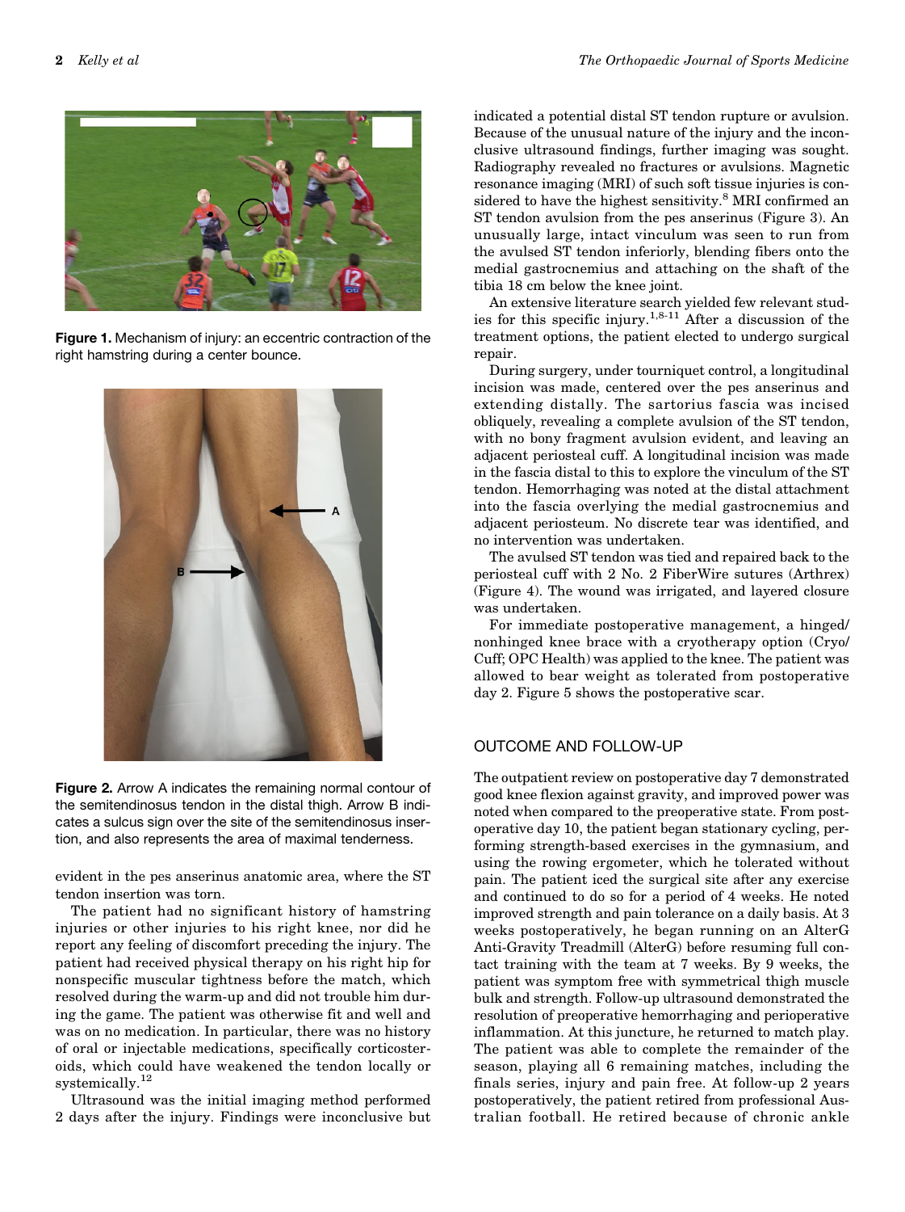Figure 1. Mechanism of injury: an eccentric contraction of the right hamstring during a center bounce.

Figure 2. Arrow A indicates the remaining normal contour of the semitendinosus tendon in the distal thigh. Arrow B indicates a sulcus sign over the site of the semitendinosus insertion, and also represents the area of maximal tenderness.

evident in the pes anserinus anatomic area, where the ST tendon insertion was torn.

The patient had no significant history of hamstring injuries or other injuries to his right knee, nor did he report any feeling of discomfort preceding the injury. The patient had received physical therapy on his right hip for nonspecific muscular tightness before the match, which resolved during the warm-up and did not trouble him during the game. The patient was otherwise fit and well and was on no medication. In particular, there was no history of oral or injectable medications, specifically corticosteroids, which could have weakened the tendon locally or systemically.[12]

Ultrasound was the initial imaging method performed 2 days after the injury. Findings were inconclusive but indicated a potential distal ST tendon rupture or avulsion. Because of the unusual nature of the injury and the inconclusive ultrasound findings, further imaging was sought. Radiography revealed no fractures or avulsions. Magnetic resonance imaging (MRI) of such soft tissue injuries is considered to have the highest sensitivity.[8] MRI confirmed an ST tendon avulsion from the pes anserinus (Figure 3). An unusually large, intact vinculum was seen to run from the avulsed ST tendon inferiorly, blending fibers onto the medial gastrocnemius and attaching on the shaft of the tibia 18 cm below the knee joint.

An extensive literature search yielded few relevant studies for this specific injury.[1,8-11] After a discussion of the treatment options, the patient elected to undergo surgical repair.

During surgery, under tourniquet control, a longitudinal incision was made, centered over the pes anserinus and extending distally. The sartorius fascia was incised obliquely, revealing a complete avulsion of the ST tendon, with no bony fragment avulsion evident, and leaving an adjacent periosteal cuff. A longitudinal incision was made in the fascia distal to this to explore the vinculum of the ST tendon. Hemorrhaging was noted at the distal attachment into the fascia overlying the medial gastrocnemius and adjacent periosteum. No discrete tear was identified, and no intervention was undertaken.

The avulsed ST tendon was tied and repaired back to the periosteal cuff with 2 No. 2 FiberWire sutures (Arthrex) (Figure 4). The wound was irrigated, and layered closure was undertaken.

For immediate postoperative management, a hinged/nonhinged knee brace with a cryotherapy option (Cryo/Cuff; OPC Health) was applied to the knee. The patient was allowed to bear weight as tolerated from postoperative day 2. Figure 5 shows the postoperative scar.

## OUTCOME AND FOLLOW-UP

The outpatient review on postoperative day 7 demonstrated good knee flexion against gravity, and improved power was noted when compared to the preoperative state. From postoperative day 10, the patient began stationary cycling, performing strength-based exercises in the gymnasium, and using the rowing ergometer, which he tolerated without pain. The patient iced the surgical site after any exercise and continued to do so for a period of 4 weeks. He noted improved strength and pain tolerance on a daily basis. At 3 weeks postoperatively, he began running on an AlterG Anti-Gravity Treadmill (AlterG) before resuming full contact training with the team at 7 weeks. By 9 weeks, the patient was symptom free with symmetrical thigh muscle bulk and strength. Follow-up ultrasound demonstrated the resolution of preoperative hemorrhaging and perioperative inflammation. At this juncture, he returned to match play. The patient was able to complete the remainder of the season, playing all 6 remaining matches, including the finals series, injury and pain free. At follow-up 2 years postoperatively, the patient retired from professional Australian football. He retired because of chronic ankle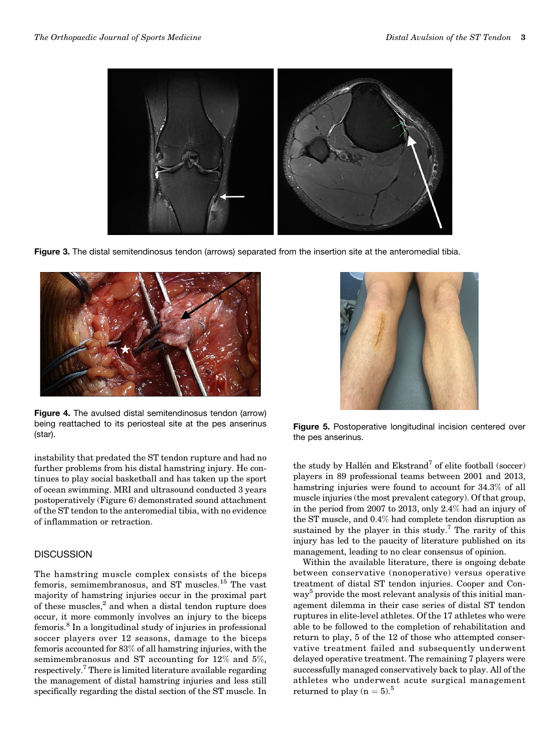Figure 3. The distal semitendinosus tendon (arrows) separated from the insertion site at the anteromedial tibia.

Figure 4. The avulsed distal semitendinosus tendon (arrow) being reattached to its periosteal site at the pes anserinus (star).

Figure 5. Postoperative longitudinal incision centered over the pes anserinus.

instability that predated the ST tendon rupture and had no further problems from his distal hamstring injury. He continues to play social basketball and has taken up the sport of ocean swimming. MRI and ultrasound conducted 3 years postoperatively (Figure 6) demonstrated sound attachment of the ST tendon to the anteromedial tibia, with no evidence of inflammation or retraction.

## DISCUSSION

The hamstring muscle complex consists of the biceps femoris, semimembranosus, and ST muscles.[15] The vast majority of hamstring injuries occur in the proximal part of these muscles,[2] and when a distal tendon rupture does occur, it more commonly involves an injury to the biceps femoris.[8] In a longitudinal study of injuries in professional soccer players over 12 seasons, damage to the biceps femoris accounted for 83% of all hamstring injuries, with the semimembranosus and ST accounting for 12% and 5%, respectively.[7] There is limited literature available regarding the management of distal hamstring injuries and less still specifically regarding the distal section of the ST muscle. In the study by Hallén and Ekstrand[7] of elite football (soccer) players in 89 professional teams between 2001 and 2013, hamstring injuries were found to account for 34.3% of all muscle injuries (the most prevalent category). Of that group, in the period from 2007 to 2013, only 2.4% had an injury of the ST muscle, and 0.4% had complete tendon disruption as sustained by the player in this study.[7] The rarity of this injury has led to the paucity of literature published on its management, leading to no clear consensus of opinion.

Within the available literature, there is ongoing debate between conservative (nonoperative) versus operative treatment of distal ST tendon injuries. Cooper and Conway[5] provide the most relevant analysis of this initial management dilemma in their case series of distal ST tendon ruptures in elite-level athletes. Of the 17 athletes who were able to be followed to the completion of rehabilitation and return to play, 5 of the 12 of those who attempted conservative treatment failed and subsequently underwent delayed operative treatment. The remaining 7 players were successfully managed conservatively back to play. All of the athletes who underwent acute surgical management returned to play ($n = 5$).[5]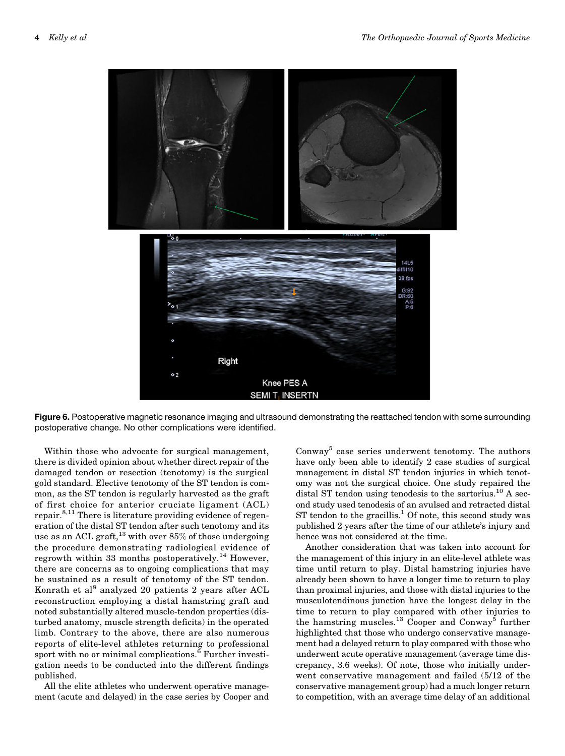**Figure 6.** Postoperative magnetic resonance imaging and ultrasound demonstrating the reattached tendon with some surrounding postoperative change. No other complications were identified.

Within those who advocate for surgical management, there is divided opinion about whether direct repair of the damaged tendon or resection (tenotomy) is the surgical gold standard. Elective tenotomy of the ST tendon is common, as the ST tendon is regularly harvested as the graft of first choice for anterior cruciate ligament (ACL) repair.[8,11] There is literature providing evidence of regeneration of the distal ST tendon after such tenotomy and its use as an ACL graft,[13] with over 85% of those undergoing the procedure demonstrating radiological evidence of regrowth within 33 months postoperatively.[14] However, there are concerns as to ongoing complications that may be sustained as a result of tenotomy of the ST tendon. Konrath et al[8] analyzed 20 patients 2 years after ACL reconstruction employing a distal hamstring graft and noted substantially altered muscle-tendon properties (disturbed anatomy, muscle strength deficits) in the operated limb. Contrary to the above, there are also numerous reports of elite-level athletes returning to professional sport with no or minimal complications.[6] Further investigation needs to be conducted into the different findings published.

All the elite athletes who underwent operative management (acute and delayed) in the case series by Cooper and Conway[5] case series underwent tenotomy. The authors have only been able to identify 2 case studies of surgical management in distal ST tendon injuries in which tenotomy was not the surgical choice. One study repaired the distal ST tendon using tenodesis to the sartorius.[10] A second study used tenodesis of an avulsed and retracted distal ST tendon to the gracillis.[1] Of note, this second study was published 2 years after the time of our athlete's injury and hence was not considered at the time.

Another consideration that was taken into account for the management of this injury in an elite-level athlete was time until return to play. Distal hamstring injuries have already been shown to have a longer time to return to play than proximal injuries, and those with distal injuries to the musculotendinous junction have the longest delay in the time to return to play compared with other injuries to the hamstring muscles.[13] Cooper and Conway[5] further highlighted that those who undergo conservative management had a delayed return to play compared with those who underwent acute operative management (average time discrepancy, 3.6 weeks). Of note, those who initially underwent conservative management and failed (5/12 of the conservative management group) had a much longer return to competition, with an average time delay of an additional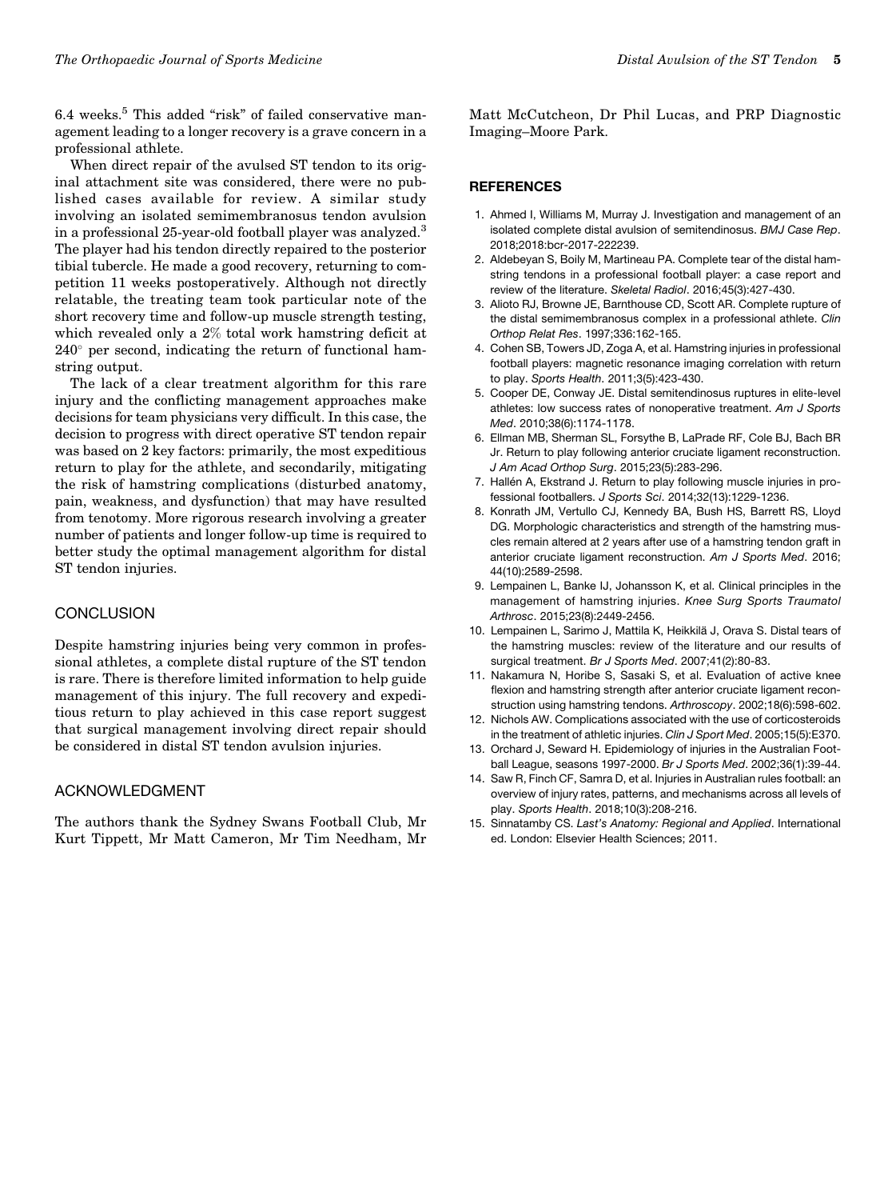6.4 weeks.[5] This added "risk" of failed conservative management leading to a longer recovery is a grave concern in a professional athlete.

When direct repair of the avulsed ST tendon to its original attachment site was considered, there were no published cases available for review. A similar study involving an isolated semimembranosus tendon avulsion in a professional 25-year-old football player was analyzed.[3] The player had his tendon directly repaired to the posterior tibial tubercle. He made a good recovery, returning to competition 11 weeks postoperatively. Although not directly relatable, the treating team took particular note of the short recovery time and follow-up muscle strength testing, which revealed only a 2% total work hamstring deficit at 240° per second, indicating the return of functional hamstring output.

The lack of a clear treatment algorithm for this rare injury and the conflicting management approaches make decisions for team physicians very difficult. In this case, the decision to progress with direct operative ST tendon repair was based on 2 key factors: primarily, the most expeditious return to play for the athlete, and secondarily, mitigating the risk of hamstring complications (disturbed anatomy, pain, weakness, and dysfunction) that may have resulted from tenotomy. More rigorous research involving a greater number of patients and longer follow-up time is required to better study the optimal management algorithm for distal ST tendon injuries.

## CONCLUSION

Despite hamstring injuries being very common in professional athletes, a complete distal rupture of the ST tendon is rare. There is therefore limited information to help guide management of this injury. The full recovery and expeditious return to play achieved in this case report suggest that surgical management involving direct repair should be considered in distal ST tendon avulsion injuries.

## ACKNOWLEDGMENT

The authors thank the Sydney Swans Football Club, Mr Kurt Tippett, Mr Matt Cameron, Mr Tim Needham, Mr Matt McCutcheon, Dr Phil Lucas, and PRP Diagnostic Imaging–Moore Park.

## REFERENCES

1. Ahmed I, Williams M, Murray J. Investigation and management of an isolated complete distal avulsion of semitendinosus. *BMJ Case Rep*. 2018;2018:bcr-2017-222239.
2. Aldebeyan S, Boily M, Martineau PA. Complete tear of the distal hamstring tendons in a professional football player: a case report and review of the literature. *Skeletal Radiol*. 2016;45(3):427-430.
3. Alioto RJ, Browne JE, Barnthouse CD, Scott AR. Complete rupture of the distal semimembranosus complex in a professional athlete. *Clin Orthop Relat Res*. 1997;336:162-165.
4. Cohen SB, Towers JD, Zoga A, et al. Hamstring injuries in professional football players: magnetic resonance imaging correlation with return to play. *Sports Health*. 2011;3(5):423-430.
5. Cooper DE, Conway JE. Distal semitendinosus ruptures in elite-level athletes: low success rates of nonoperative treatment. *Am J Sports Med*. 2010;38(6):1174-1178.
6. Ellman MB, Sherman SL, Forsythe B, LaPrade RF, Cole BJ, Bach BR Jr. Return to play following anterior cruciate ligament reconstruction. *J Am Acad Orthop Surg*. 2015;23(5):283-296.
7. Hallén A, Ekstrand J. Return to play following muscle injuries in professional footballers. *J Sports Sci*. 2014;32(13):1229-1236.
8. Konrath JM, Vertullo CJ, Kennedy BA, Bush HS, Barrett RS, Lloyd DG. Morphologic characteristics and strength of the hamstring muscles remain altered at 2 years after use of a hamstring tendon graft in anterior cruciate ligament reconstruction. *Am J Sports Med*. 2016; 44(10):2589-2598.
9. Lempainen L, Banke IJ, Johansson K, et al. Clinical principles in the management of hamstring injuries. *Knee Surg Sports Traumatol Arthrosc*. 2015;23(8):2449-2456.
10. Lempainen L, Sarimo J, Mattila K, Heikkilä J, Orava S. Distal tears of the hamstring muscles: review of the literature and our results of surgical treatment. *Br J Sports Med*. 2007;41(2):80-83.
11. Nakamura N, Horibe S, Sasaki S, et al. Evaluation of active knee flexion and hamstring strength after anterior cruciate ligament reconstruction using hamstring tendons. *Arthroscopy*. 2002;18(6):598-602.
12. Nichols AW. Complications associated with the use of corticosteroids in the treatment of athletic injuries. *Clin J Sport Med*. 2005;15(5):E370.
13. Orchard J, Seward H. Epidemiology of injuries in the Australian Football League, seasons 1997-2000. *Br J Sports Med*. 2002;36(1):39-44.
14. Saw R, Finch CF, Samra D, et al. Injuries in Australian rules football: an overview of injury rates, patterns, and mechanisms across all levels of play. *Sports Health*. 2018;10(3):208-216.
15. Sinnatamby CS. *Last's Anatomy: Regional and Applied*. International ed. London: Elsevier Health Sciences; 2011.